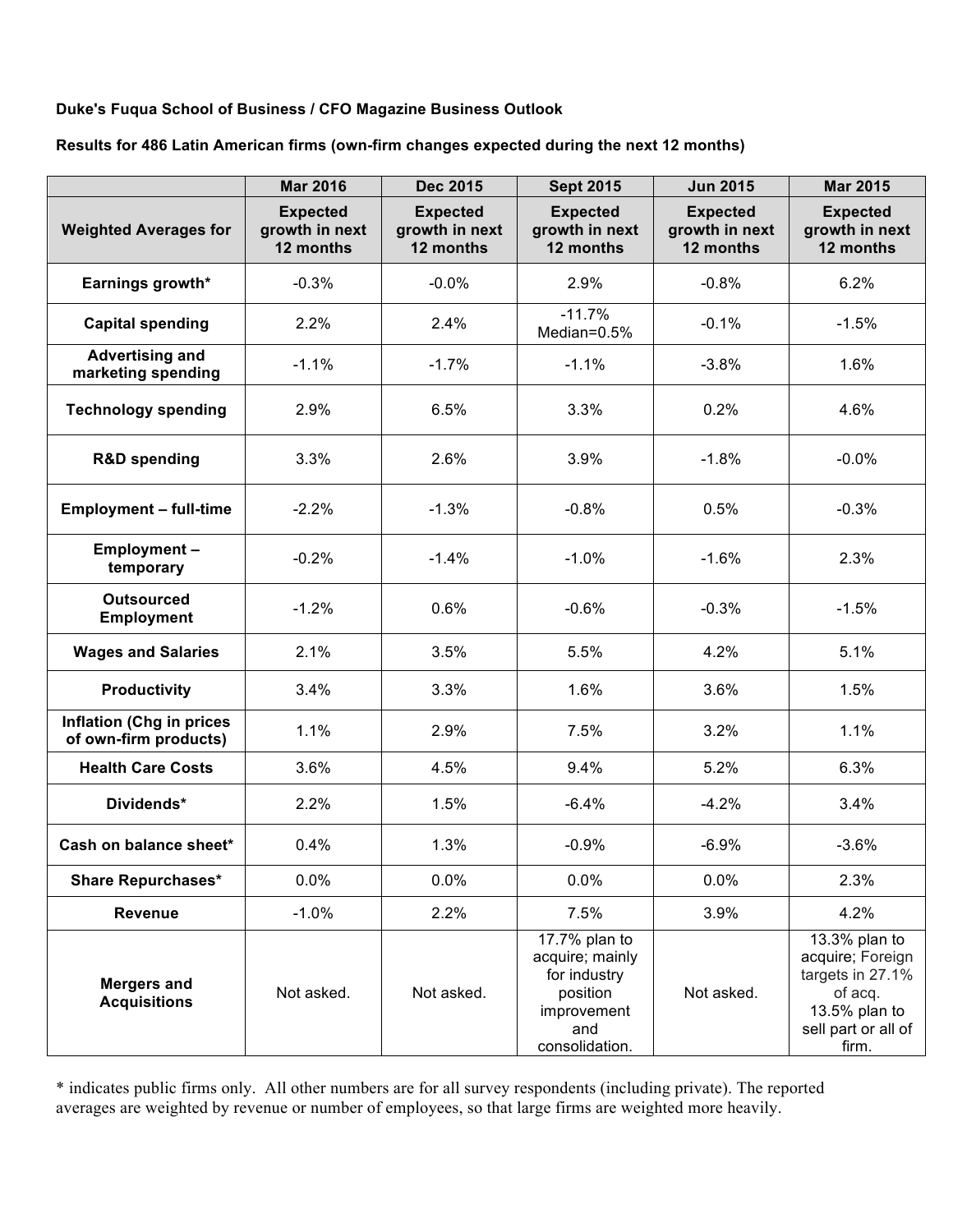**Duke's Fuqua School of Business / CFO Magazine Business Outlook**

**Results for 486 Latin American firms (own-firm changes expected during the next 12 months)**

| | Mar 2016 | Dec 2015 | Sept 2015 | Jun 2015 | Mar 2015 |
|---|---|---|---|---|---|
| **Weighted Averages for** | **Expected growth in next 12 months** | **Expected growth in next 12 months** | **Expected growth in next 12 months** | **Expected growth in next 12 months** | **Expected growth in next 12 months** |
| **Earnings growth*** | -0.3% | -0.0% | 2.9% | -0.8% | 6.2% |
| **Capital spending** | 2.2% | 2.4% | -11.7% Median=0.5% | -0.1% | -1.5% |
| **Advertising and marketing spending** | -1.1% | -1.7% | -1.1% | -3.8% | 1.6% |
| **Technology spending** | 2.9% | 6.5% | 3.3% | 0.2% | 4.6% |
| **R&D spending** | 3.3% | 2.6% | 3.9% | -1.8% | -0.0% |
| **Employment – full-time** | -2.2% | -1.3% | -0.8% | 0.5% | -0.3% |
| **Employment – temporary** | -0.2% | -1.4% | -1.0% | -1.6% | 2.3% |
| **Outsourced Employment** | -1.2% | 0.6% | -0.6% | -0.3% | -1.5% |
| **Wages and Salaries** | 2.1% | 3.5% | 5.5% | 4.2% | 5.1% |
| **Productivity** | 3.4% | 3.3% | 1.6% | 3.6% | 1.5% |
| **Inflation (Chg in prices of own-firm products)** | 1.1% | 2.9% | 7.5% | 3.2% | 1.1% |
| **Health Care Costs** | 3.6% | 4.5% | 9.4% | 5.2% | 6.3% |
| **Dividends*** | 2.2% | 1.5% | -6.4% | -4.2% | 3.4% |
| **Cash on balance sheet*** | 0.4% | 1.3% | -0.9% | -6.9% | -3.6% |
| **Share Repurchases*** | 0.0% | 0.0% | 0.0% | 0.0% | 2.3% |
| **Revenue** | -1.0% | 2.2% | 7.5% | 3.9% | 4.2% |
| **Mergers and Acquisitions** | Not asked. | Not asked. | 17.7% plan to acquire; mainly for industry position improvement and consolidation. | Not asked. | 13.3% plan to acquire; Foreign targets in 27.1% of acq. 13.5% plan to sell part or all of firm. |

* indicates public firms only. All other numbers are for all survey respondents (including private). The reported averages are weighted by revenue or number of employees, so that large firms are weighted more heavily.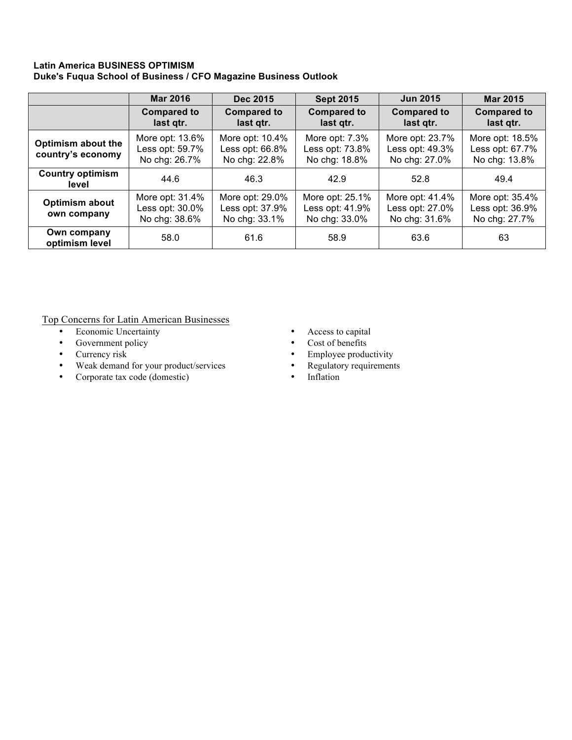**Latin America BUSINESS OPTIMISM**
**Duke's Fuqua School of Business / CFO Magazine Business Outlook**

| | Mar 2016 | Dec 2015 | Sept 2015 | Jun 2015 | Mar 2015 |
|---|---|---|---|---|---|
| | Compared to last qtr. | Compared to last qtr. | Compared to last qtr. | Compared to last qtr. | Compared to last qtr. |
| **Optimism about the country's economy** | More opt: 13.6%<br>Less opt: 59.7%<br>No chg: 26.7% | More opt: 10.4%<br>Less opt: 66.8%<br>No chg: 22.8% | More opt: 7.3%<br>Less opt: 73.8%<br>No chg: 18.8% | More opt: 23.7%<br>Less opt: 49.3%<br>No chg: 27.0% | More opt: 18.5%<br>Less opt: 67.7%<br>No chg: 13.8% |
| **Country optimism level** | 44.6 | 46.3 | 42.9 | 52.8 | 49.4 |
| **Optimism about own company** | More opt: 31.4%<br>Less opt: 30.0%<br>No chg: 38.6% | More opt: 29.0%<br>Less opt: 37.9%<br>No chg: 33.1% | More opt: 25.1%<br>Less opt: 41.9%<br>No chg: 33.0% | More opt: 41.4%<br>Less opt: 27.0%<br>No chg: 31.6% | More opt: 35.4%<br>Less opt: 36.9%<br>No chg: 27.7% |
| **Own company optimism level** | 58.0 | 61.6 | 58.9 | 63.6 | 63 |

Top Concerns for Latin American Businesses

- Economic Uncertainty
- Government policy
- Currency risk
- Weak demand for your product/services
- Corporate tax code (domestic)
- Access to capital
- Cost of benefits
- Employee productivity
- Regulatory requirements
- Inflation